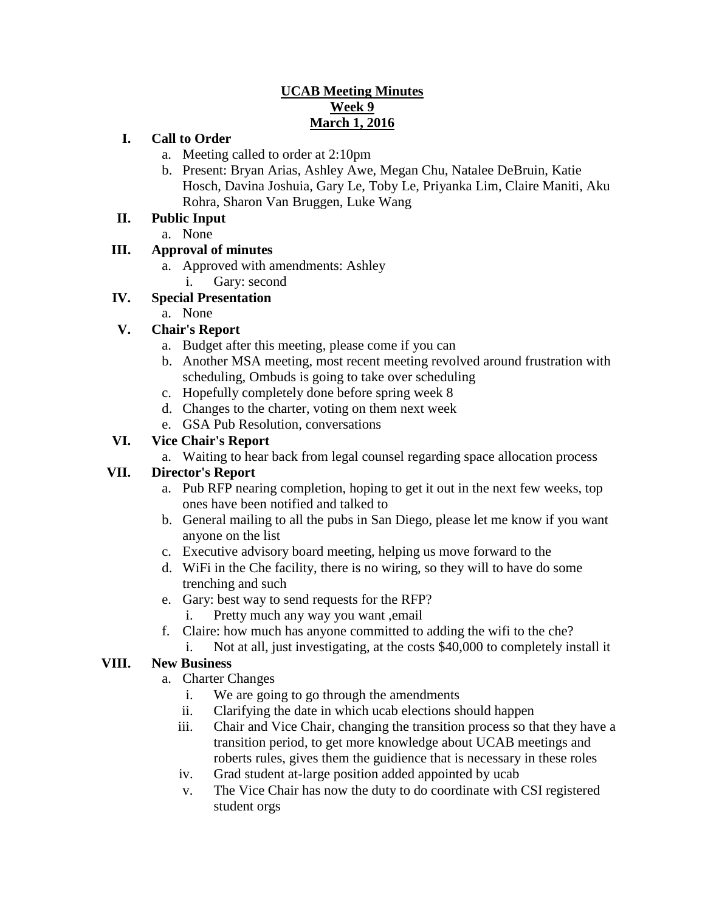**UCAB Meeting Minutes**
**Week 9**
**March 1, 2016**

I. **Call to Order**
   a. Meeting called to order at 2:10pm
   b. Present: Bryan Arias, Ashley Awe, Megan Chu, Natalee DeBruin, Katie Hosch, Davina Joshuia, Gary Le, Toby Le, Priyanka Lim, Claire Maniti, Aku Rohra, Sharon Van Bruggen, Luke Wang

II. **Public Input**
   a. None

III. **Approval of minutes**
   a. Approved with amendments: Ashley
      i. Gary: second

IV. **Special Presentation**
   a. None

V. **Chair's Report**
   a. Budget after this meeting, please come if you can
   b. Another MSA meeting, most recent meeting revolved around frustration with scheduling, Ombuds is going to take over scheduling
   c. Hopefully completely done before spring week 8
   d. Changes to the charter, voting on them next week
   e. GSA Pub Resolution, conversations

VI. **Vice Chair's Report**
   a. Waiting to hear back from legal counsel regarding space allocation process

VII. **Director's Report**
   a. Pub RFP nearing completion, hoping to get it out in the next few weeks, top ones have been notified and talked to
   b. General mailing to all the pubs in San Diego, please let me know if you want anyone on the list
   c. Executive advisory board meeting, helping us move forward to the
   d. WiFi in the Che facility, there is no wiring, so they will to have do some trenching and such
   e. Gary: best way to send requests for the RFP?
      i. Pretty much any way you want ,email
   f. Claire: how much has anyone committed to adding the wifi to the che?
      i. Not at all, just investigating, at the costs $40,000 to completely install it

VIII. **New Business**
   a. Charter Changes
      i. We are going to go through the amendments
      ii. Clarifying the date in which ucab elections should happen
      iii. Chair and Vice Chair, changing the transition process so that they have a transition period, to get more knowledge about UCAB meetings and roberts rules, gives them the guidience that is necessary in these roles
      iv. Grad student at-large position added appointed by ucab
      v. The Vice Chair has now the duty to do coordinate with CSI registered student orgs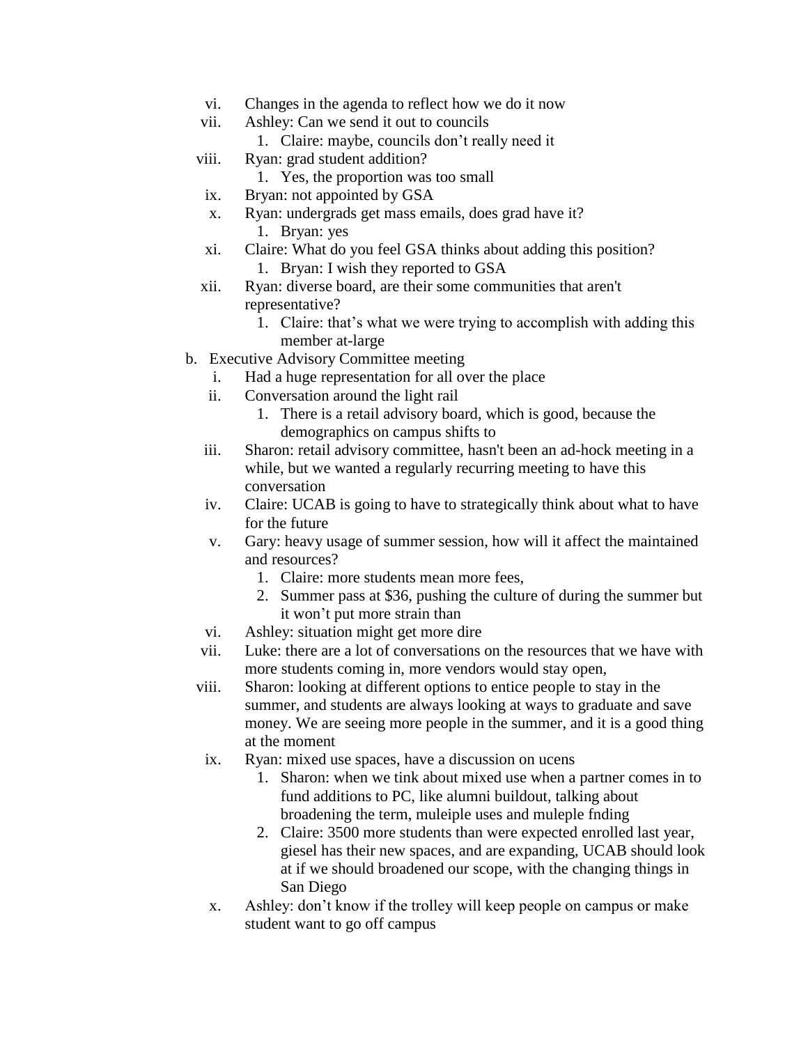vi. Changes in the agenda to reflect how we do it now

vii. Ashley: Can we send it out to councils

    1. Claire: maybe, councils don't really need it

viii. Ryan: grad student addition?

    1. Yes, the proportion was too small

ix. Bryan: not appointed by GSA

x. Ryan: undergrads get mass emails, does grad have it?

    1. Bryan: yes

xi. Claire: What do you feel GSA thinks about adding this position?

    1. Bryan: I wish they reported to GSA

xii. Ryan: diverse board, are their some communities that aren't representative?

    1. Claire: that's what we were trying to accomplish with adding this member at-large

b. Executive Advisory Committee meeting

i. Had a huge representation for all over the place

ii. Conversation around the light rail

    1. There is a retail advisory board, which is good, because the demographics on campus shifts to

iii. Sharon: retail advisory committee, hasn't been an ad-hock meeting in a while, but we wanted a regularly recurring meeting to have this conversation

iv. Claire: UCAB is going to have to strategically think about what to have for the future

v. Gary: heavy usage of summer session, how will it affect the maintained and resources?

    1. Claire: more students mean more fees,
    2. Summer pass at $36, pushing the culture of during the summer but it won't put more strain than

vi. Ashley: situation might get more dire

vii. Luke: there are a lot of conversations on the resources that we have with more students coming in, more vendors would stay open,

viii. Sharon: looking at different options to entice people to stay in the summer, and students are always looking at ways to graduate and save money. We are seeing more people in the summer, and it is a good thing at the moment

ix. Ryan: mixed use spaces, have a discussion on ucens

    1. Sharon: when we tink about mixed use when a partner comes in to fund additions to PC, like alumni buildout, talking about broadening the term, muleiple uses and muleple fnding
    2. Claire: 3500 more students than were expected enrolled last year, giesel has their new spaces, and are expanding, UCAB should look at if we should broadened our scope, with the changing things in San Diego

x. Ashley: don't know if the trolley will keep people on campus or make student want to go off campus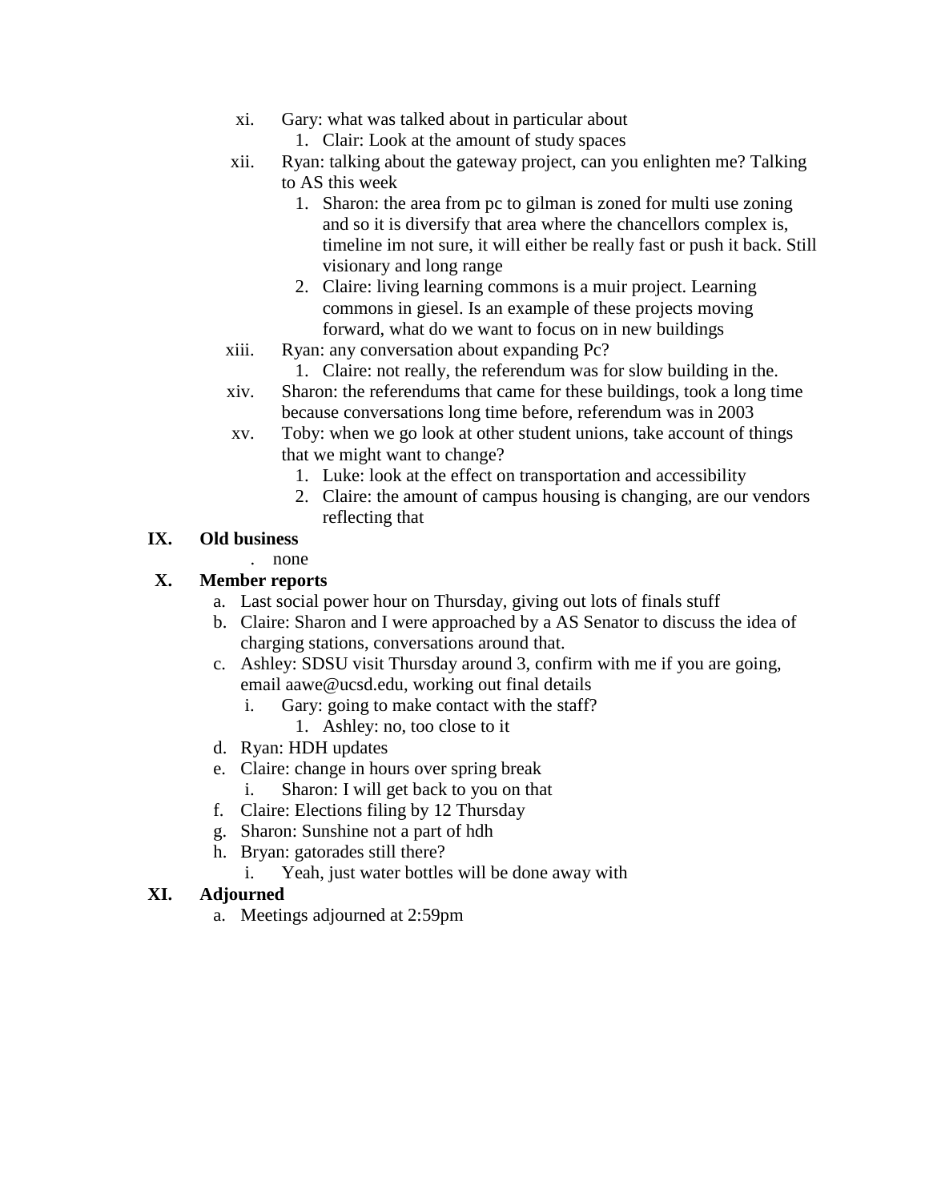xi. Gary: what was talked about in particular about
      1. Clair: Look at the amount of study spaces
   xii. Ryan: talking about the gateway project, can you enlighten me? Talking to AS this week
      1. Sharon: the area from pc to gilman is zoned for multi use zoning and so it is diversify that area where the chancellors complex is, timeline im not sure, it will either be really fast or push it back. Still visionary and long range
      2. Claire: living learning commons is a muir project. Learning commons in giesel. Is an example of these projects moving forward, what do we want to focus on in new buildings
   xiii. Ryan: any conversation about expanding Pc?
      1. Claire: not really, the referendum was for slow building in the.
   xiv. Sharon: the referendums that came for these buildings, took a long time because conversations long time before, referendum was in 2003
   xv. Toby: when we go look at other student unions, take account of things that we might want to change?
      1. Luke: look at the effect on transportation and accessibility
      2. Claire: the amount of campus housing is changing, are our vendors reflecting that

**IX. Old business**

   . none

**X. Member reports**

   a. Last social power hour on Thursday, giving out lots of finals stuff
   b. Claire: Sharon and I were approached by a AS Senator to discuss the idea of charging stations, conversations around that.
   c. Ashley: SDSU visit Thursday around 3, confirm with me if you are going, email aawe@ucsd.edu, working out final details
      i. Gary: going to make contact with the staff?
         1. Ashley: no, too close to it
   d. Ryan: HDH updates
   e. Claire: change in hours over spring break
      i. Sharon: I will get back to you on that
   f. Claire: Elections filing by 12 Thursday
   g. Sharon: Sunshine not a part of hdh
   h. Bryan: gatorades still there?
      i. Yeah, just water bottles will be done away with

**XI. Adjourned**

   a. Meetings adjourned at 2:59pm